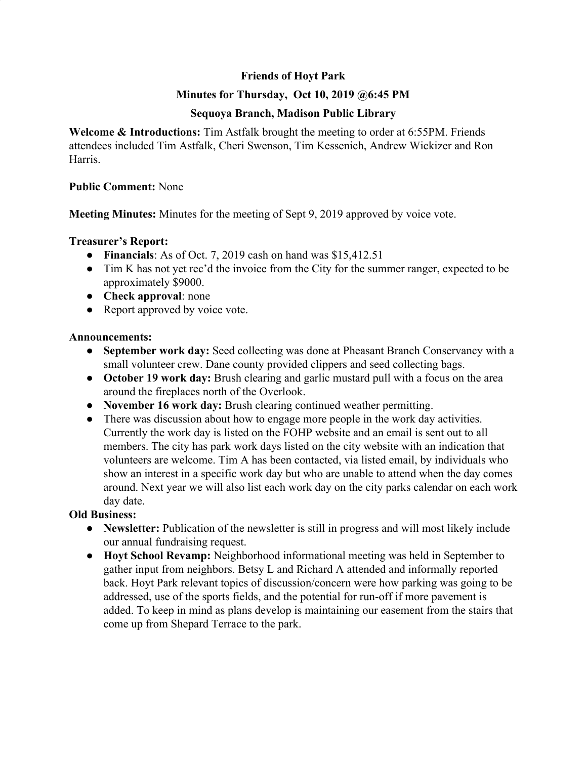**Friends of Hoyt Park**

**Minutes for Thursday, Oct 10, 2019 @6:45 PM**

**Sequoya Branch, Madison Public Library**

**Welcome & Introductions:** Tim Astfalk brought the meeting to order at 6:55PM. Friends attendees included Tim Astfalk, Cheri Swenson, Tim Kessenich, Andrew Wickizer and Ron Harris.

**Public Comment:** None

**Meeting Minutes:** Minutes for the meeting of Sept 9, 2019 approved by voice vote.

**Treasurer's Report:**

- **Financials**: As of Oct. 7, 2019 cash on hand was $15,412.51
- Tim K has not yet rec'd the invoice from the City for the summer ranger, expected to be approximately $9000.
- **Check approval**: none
- Report approved by voice vote.

**Announcements:**

- **September work day:** Seed collecting was done at Pheasant Branch Conservancy with a small volunteer crew. Dane county provided clippers and seed collecting bags.
- **October 19 work day:** Brush clearing and garlic mustard pull with a focus on the area around the fireplaces north of the Overlook.
- **November 16 work day:** Brush clearing continued weather permitting.
- There was discussion about how to engage more people in the work day activities. Currently the work day is listed on the FOHP website and an email is sent out to all members. The city has park work days listed on the city website with an indication that volunteers are welcome. Tim A has been contacted, via listed email, by individuals who show an interest in a specific work day but who are unable to attend when the day comes around. Next year we will also list each work day on the city parks calendar on each work day date.

**Old Business:**

- **Newsletter:** Publication of the newsletter is still in progress and will most likely include our annual fundraising request.
- **Hoyt School Revamp:** Neighborhood informational meeting was held in September to gather input from neighbors. Betsy L and Richard A attended and informally reported back. Hoyt Park relevant topics of discussion/concern were how parking was going to be addressed, use of the sports fields, and the potential for run-off if more pavement is added. To keep in mind as plans develop is maintaining our easement from the stairs that come up from Shepard Terrace to the park.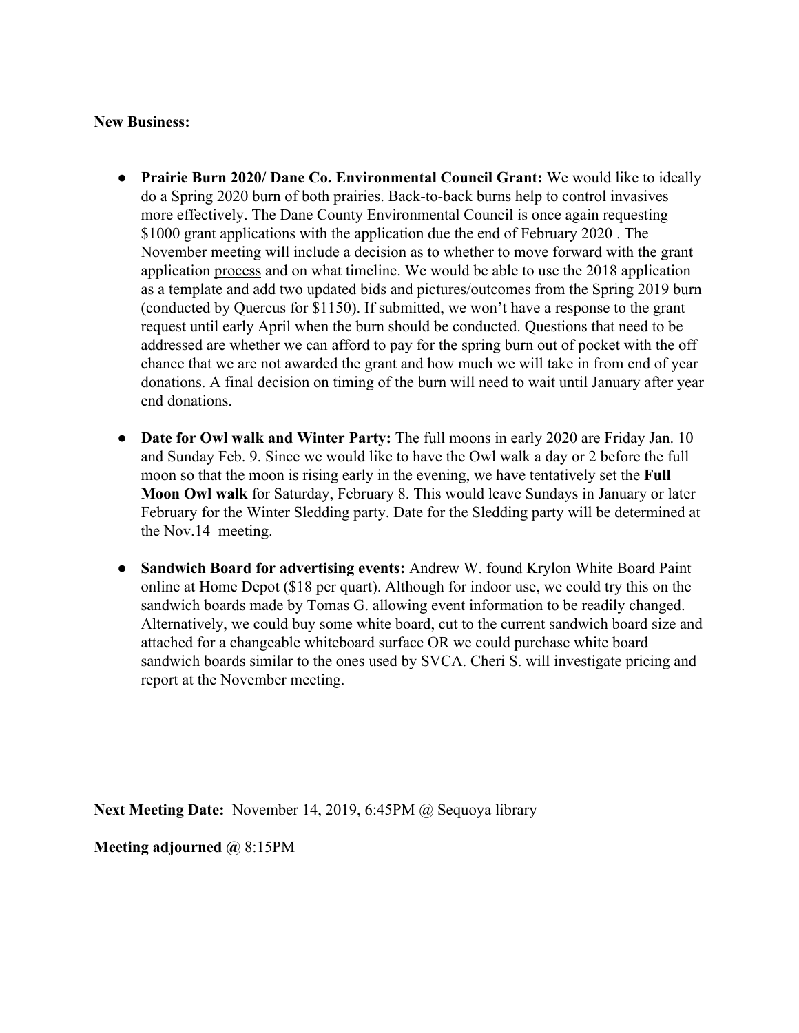**New Business:**

- **Prairie Burn 2020/ Dane Co. Environmental Council Grant:** We would like to ideally do a Spring 2020 burn of both prairies. Back-to-back burns help to control invasives more effectively. The Dane County Environmental Council is once again requesting $1000 grant applications with the application due the end of February 2020 . The November meeting will include a decision as to whether to move forward with the grant application process and on what timeline. We would be able to use the 2018 application as a template and add two updated bids and pictures/outcomes from the Spring 2019 burn (conducted by Quercus for $1150). If submitted, we won't have a response to the grant request until early April when the burn should be conducted. Questions that need to be addressed are whether we can afford to pay for the spring burn out of pocket with the off chance that we are not awarded the grant and how much we will take in from end of year donations. A final decision on timing of the burn will need to wait until January after year end donations.

- **Date for Owl walk and Winter Party:** The full moons in early 2020 are Friday Jan. 10 and Sunday Feb. 9. Since we would like to have the Owl walk a day or 2 before the full moon so that the moon is rising early in the evening, we have tentatively set the **Full Moon Owl walk** for Saturday, February 8. This would leave Sundays in January or later February for the Winter Sledding party. Date for the Sledding party will be determined at the Nov.14 meeting.

- **Sandwich Board for advertising events:** Andrew W. found Krylon White Board Paint online at Home Depot ($18 per quart). Although for indoor use, we could try this on the sandwich boards made by Tomas G. allowing event information to be readily changed. Alternatively, we could buy some white board, cut to the current sandwich board size and attached for a changeable whiteboard surface OR we could purchase white board sandwich boards similar to the ones used by SVCA. Cheri S. will investigate pricing and report at the November meeting.

**Next Meeting Date:** November 14, 2019, 6:45PM @ Sequoya library

**Meeting adjourned @** 8:15PM